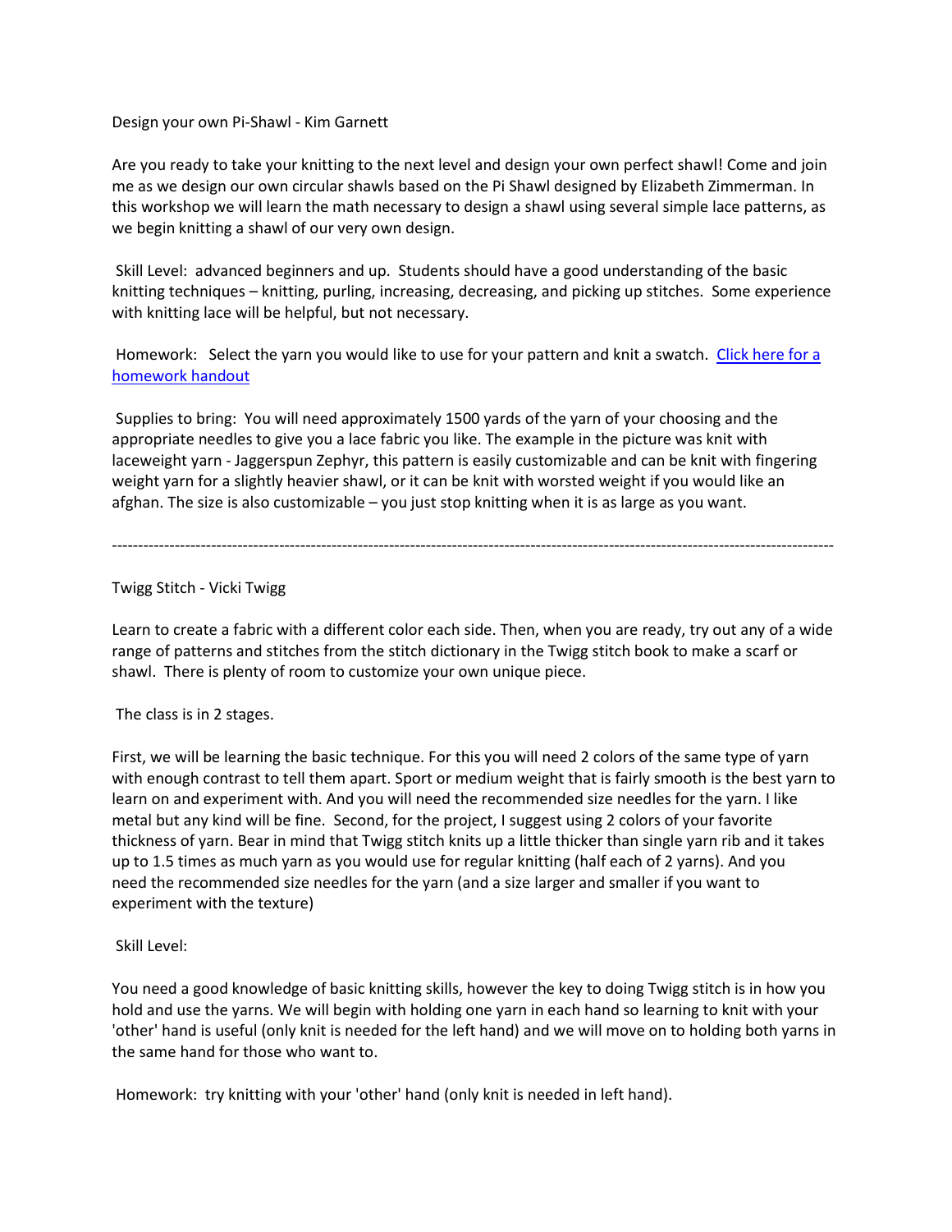Design your own Pi-Shawl - Kim Garnett

Are you ready to take your knitting to the next level and design your own perfect shawl! Come and join me as we design our own circular shawls based on the Pi Shawl designed by Elizabeth Zimmerman. In this workshop we will learn the math necessary to design a shawl using several simple lace patterns, as we begin knitting a shawl of our very own design.

Skill Level: advanced beginners and up. Students should have a good understanding of the basic knitting techniques – knitting, purling, increasing, decreasing, and picking up stitches. Some experience with knitting lace will be helpful, but not necessary.

Homework: Select the yarn you would like to use for your pattern and knit a swatch. [Click here for a homework handout]

Supplies to bring: You will need approximately 1500 yards of the yarn of your choosing and the appropriate needles to give you a lace fabric you like. The example in the picture was knit with laceweight yarn - Jaggerspun Zephyr, this pattern is easily customizable and can be knit with fingering weight yarn for a slightly heavier shawl, or it can be knit with worsted weight if you would like an afghan. The size is also customizable – you just stop knitting when it is as large as you want.

---

Twigg Stitch - Vicki Twigg

Learn to create a fabric with a different color each side. Then, when you are ready, try out any of a wide range of patterns and stitches from the stitch dictionary in the Twigg stitch book to make a scarf or shawl. There is plenty of room to customize your own unique piece.

The class is in 2 stages.

First, we will be learning the basic technique. For this you will need 2 colors of the same type of yarn with enough contrast to tell them apart. Sport or medium weight that is fairly smooth is the best yarn to learn on and experiment with. And you will need the recommended size needles for the yarn. I like metal but any kind will be fine. Second, for the project, I suggest using 2 colors of your favorite thickness of yarn. Bear in mind that Twigg stitch knits up a little thicker than single yarn rib and it takes up to 1.5 times as much yarn as you would use for regular knitting (half each of 2 yarns). And you need the recommended size needles for the yarn (and a size larger and smaller if you want to experiment with the texture)

Skill Level:

You need a good knowledge of basic knitting skills, however the key to doing Twigg stitch is in how you hold and use the yarns. We will begin with holding one yarn in each hand so learning to knit with your 'other' hand is useful (only knit is needed for the left hand) and we will move on to holding both yarns in the same hand for those who want to.

Homework: try knitting with your 'other' hand (only knit is needed in left hand).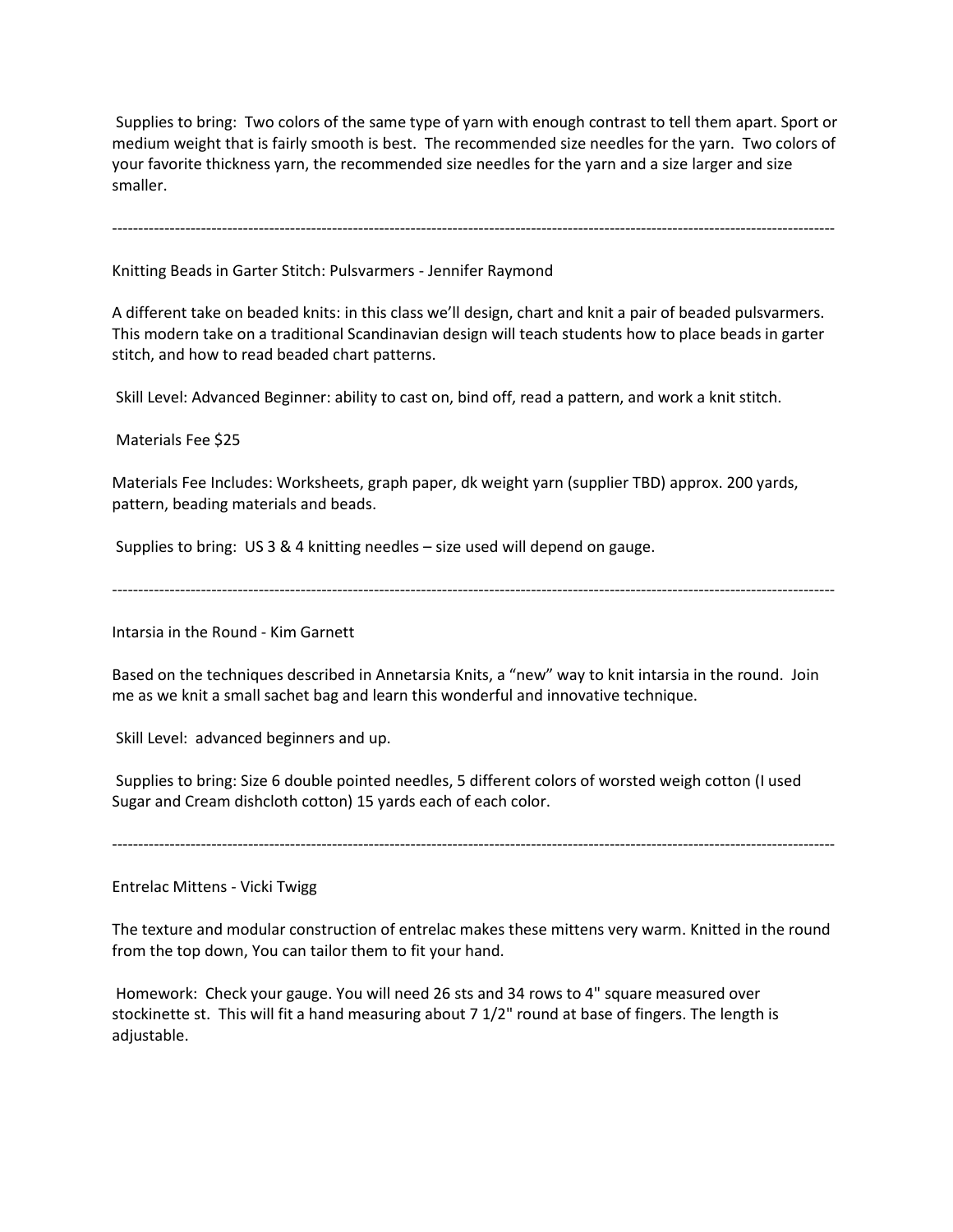Supplies to bring: Two colors of the same type of yarn with enough contrast to tell them apart. Sport or medium weight that is fairly smooth is best. The recommended size needles for the yarn. Two colors of your favorite thickness yarn, the recommended size needles for the yarn and a size larger and size smaller.

---

Knitting Beads in Garter Stitch: Pulsvarmers - Jennifer Raymond

A different take on beaded knits: in this class we'll design, chart and knit a pair of beaded pulsvarmers. This modern take on a traditional Scandinavian design will teach students how to place beads in garter stitch, and how to read beaded chart patterns.

Skill Level: Advanced Beginner: ability to cast on, bind off, read a pattern, and work a knit stitch.

Materials Fee $25

Materials Fee Includes: Worksheets, graph paper, dk weight yarn (supplier TBD) approx. 200 yards, pattern, beading materials and beads.

Supplies to bring: US 3 & 4 knitting needles – size used will depend on gauge.

---

Intarsia in the Round - Kim Garnett

Based on the techniques described in Annetarsia Knits, a "new" way to knit intarsia in the round. Join me as we knit a small sachet bag and learn this wonderful and innovative technique.

Skill Level: advanced beginners and up.

Supplies to bring: Size 6 double pointed needles, 5 different colors of worsted weigh cotton (I used Sugar and Cream dishcloth cotton) 15 yards each of each color.

---

Entrelac Mittens - Vicki Twigg

The texture and modular construction of entrelac makes these mittens very warm. Knitted in the round from the top down, You can tailor them to fit your hand.

Homework: Check your gauge. You will need 26 sts and 34 rows to 4" square measured over stockinette st. This will fit a hand measuring about 7 1/2" round at base of fingers. The length is adjustable.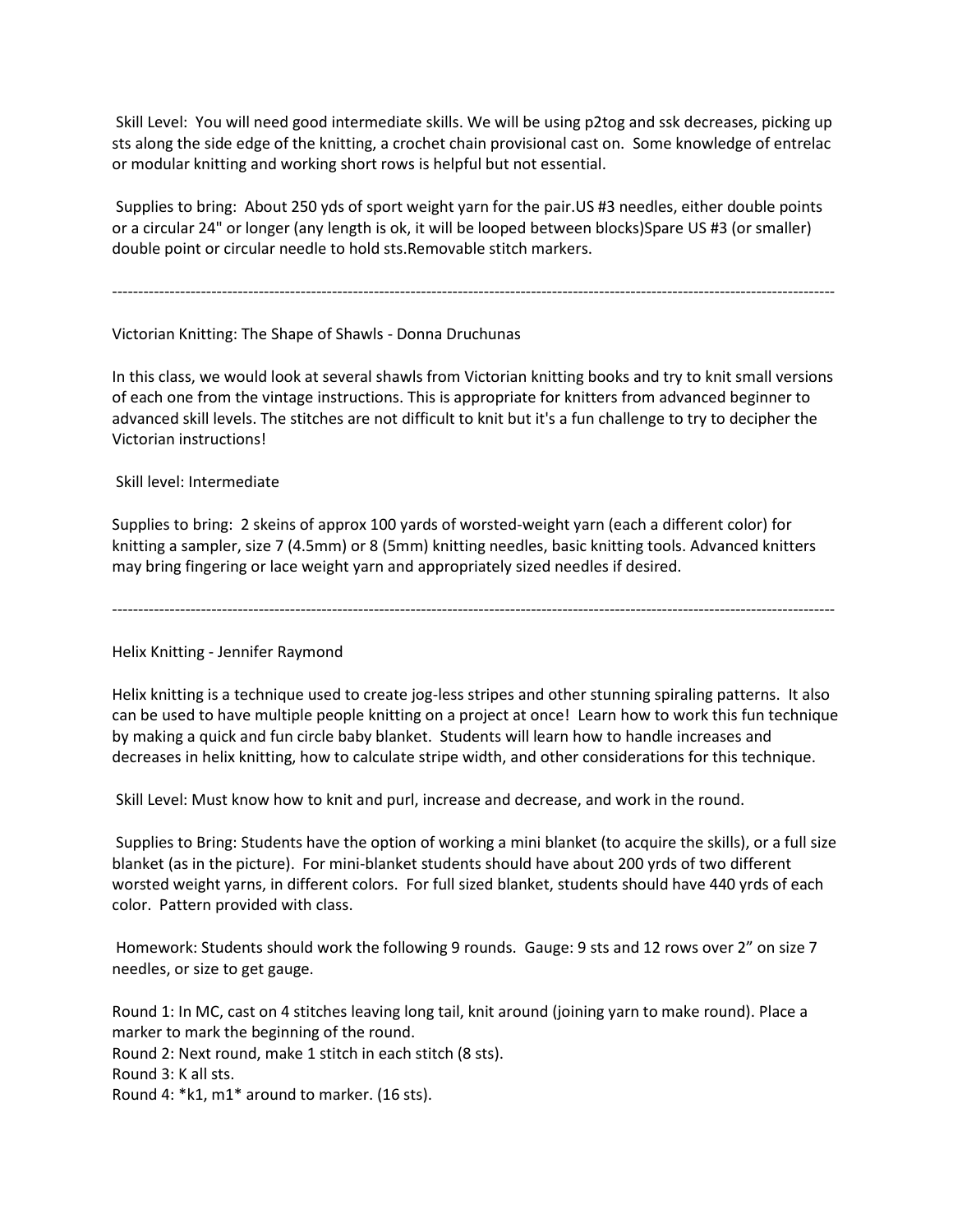Skill Level: You will need good intermediate skills. We will be using p2tog and ssk decreases, picking up sts along the side edge of the knitting, a crochet chain provisional cast on. Some knowledge of entrelac or modular knitting and working short rows is helpful but not essential.

Supplies to bring: About 250 yds of sport weight yarn for the pair.US #3 needles, either double points or a circular 24" or longer (any length is ok, it will be looped between blocks)Spare US #3 (or smaller) double point or circular needle to hold sts.Removable stitch markers.

---

Victorian Knitting: The Shape of Shawls - Donna Druchunas

In this class, we would look at several shawls from Victorian knitting books and try to knit small versions of each one from the vintage instructions. This is appropriate for knitters from advanced beginner to advanced skill levels. The stitches are not difficult to knit but it's a fun challenge to try to decipher the Victorian instructions!

Skill level: Intermediate

Supplies to bring: 2 skeins of approx 100 yards of worsted-weight yarn (each a different color) for knitting a sampler, size 7 (4.5mm) or 8 (5mm) knitting needles, basic knitting tools. Advanced knitters may bring fingering or lace weight yarn and appropriately sized needles if desired.

---

Helix Knitting - Jennifer Raymond

Helix knitting is a technique used to create jog-less stripes and other stunning spiraling patterns. It also can be used to have multiple people knitting on a project at once! Learn how to work this fun technique by making a quick and fun circle baby blanket. Students will learn how to handle increases and decreases in helix knitting, how to calculate stripe width, and other considerations for this technique.

Skill Level: Must know how to knit and purl, increase and decrease, and work in the round.

Supplies to Bring: Students have the option of working a mini blanket (to acquire the skills), or a full size blanket (as in the picture). For mini-blanket students should have about 200 yrds of two different worsted weight yarns, in different colors. For full sized blanket, students should have 440 yrds of each color. Pattern provided with class.

Homework: Students should work the following 9 rounds. Gauge: 9 sts and 12 rows over 2" on size 7 needles, or size to get gauge.

Round 1: In MC, cast on 4 stitches leaving long tail, knit around (joining yarn to make round). Place a marker to mark the beginning of the round.
Round 2: Next round, make 1 stitch in each stitch (8 sts).
Round 3: K all sts.
Round 4: *k1, m1* around to marker. (16 sts).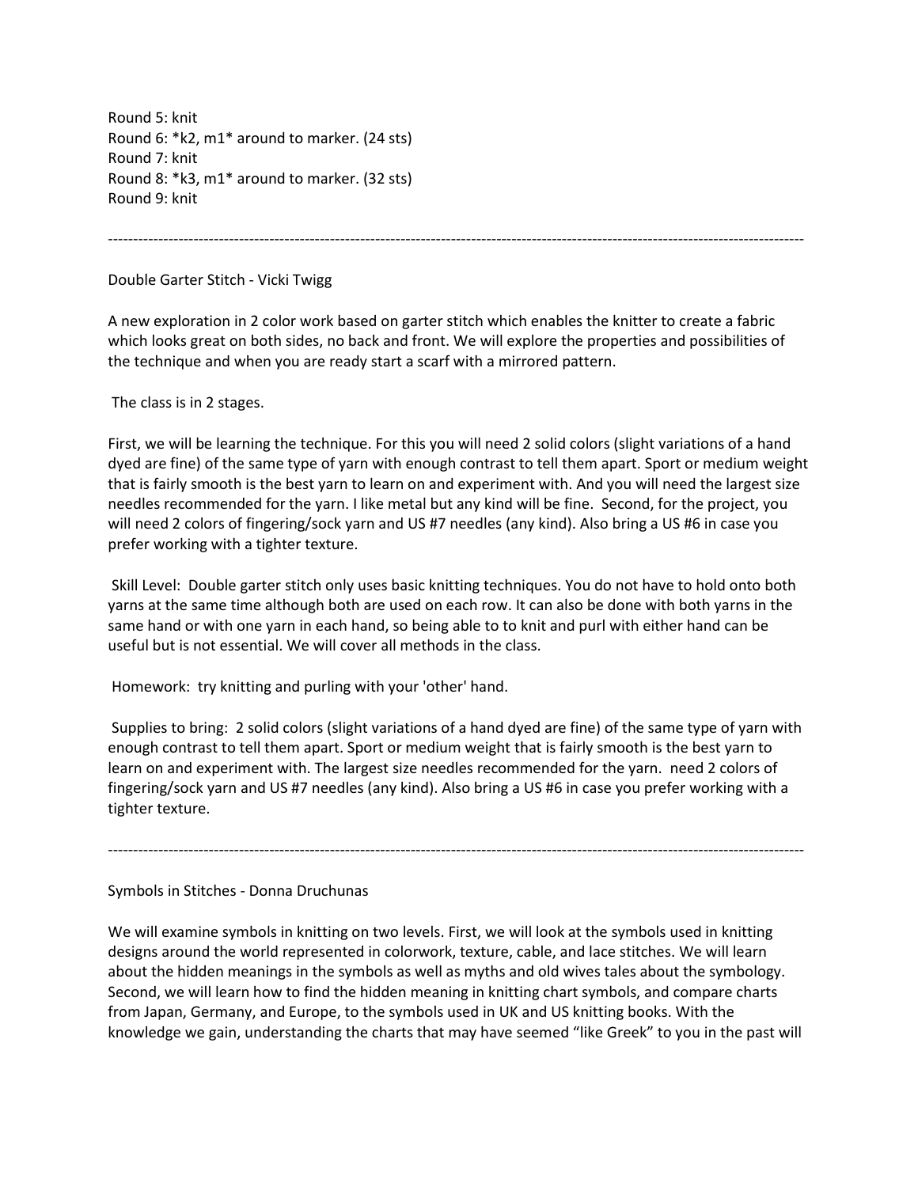Round 5: knit
Round 6: *k2, m1* around to marker. (24 sts)
Round 7: knit
Round 8: *k3, m1* around to marker. (32 sts)
Round 9: knit

---

Double Garter Stitch - Vicki Twigg

A new exploration in 2 color work based on garter stitch which enables the knitter to create a fabric which looks great on both sides, no back and front. We will explore the properties and possibilities of the technique and when you are ready start a scarf with a mirrored pattern.

The class is in 2 stages.

First, we will be learning the technique. For this you will need 2 solid colors (slight variations of a hand dyed are fine) of the same type of yarn with enough contrast to tell them apart. Sport or medium weight that is fairly smooth is the best yarn to learn on and experiment with. And you will need the largest size needles recommended for the yarn. I like metal but any kind will be fine. Second, for the project, you will need 2 colors of fingering/sock yarn and US #7 needles (any kind). Also bring a US #6 in case you prefer working with a tighter texture.

Skill Level: Double garter stitch only uses basic knitting techniques. You do not have to hold onto both yarns at the same time although both are used on each row. It can also be done with both yarns in the same hand or with one yarn in each hand, so being able to to knit and purl with either hand can be useful but is not essential. We will cover all methods in the class.

Homework: try knitting and purling with your 'other' hand.

Supplies to bring: 2 solid colors (slight variations of a hand dyed are fine) of the same type of yarn with enough contrast to tell them apart. Sport or medium weight that is fairly smooth is the best yarn to learn on and experiment with. The largest size needles recommended for the yarn. need 2 colors of fingering/sock yarn and US #7 needles (any kind). Also bring a US #6 in case you prefer working with a tighter texture.

---

Symbols in Stitches - Donna Druchunas

We will examine symbols in knitting on two levels. First, we will look at the symbols used in knitting designs around the world represented in colorwork, texture, cable, and lace stitches. We will learn about the hidden meanings in the symbols as well as myths and old wives tales about the symbology. Second, we will learn how to find the hidden meaning in knitting chart symbols, and compare charts from Japan, Germany, and Europe, to the symbols used in UK and US knitting books. With the knowledge we gain, understanding the charts that may have seemed “like Greek” to you in the past will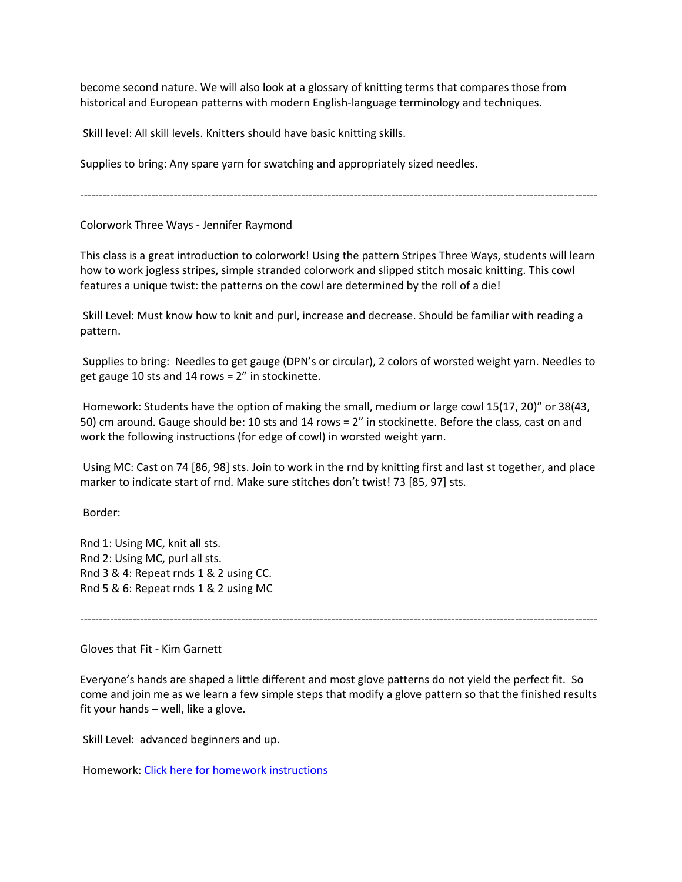become second nature. We will also look at a glossary of knitting terms that compares those from historical and European patterns with modern English-language terminology and techniques.

Skill level: All skill levels. Knitters should have basic knitting skills.

Supplies to bring: Any spare yarn for swatching and appropriately sized needles.

---

Colorwork Three Ways - Jennifer Raymond

This class is a great introduction to colorwork! Using the pattern Stripes Three Ways, students will learn how to work jogless stripes, simple stranded colorwork and slipped stitch mosaic knitting. This cowl features a unique twist: the patterns on the cowl are determined by the roll of a die!

Skill Level: Must know how to knit and purl, increase and decrease. Should be familiar with reading a pattern.

Supplies to bring: Needles to get gauge (DPN's or circular), 2 colors of worsted weight yarn. Needles to get gauge 10 sts and 14 rows = 2" in stockinette.

Homework: Students have the option of making the small, medium or large cowl 15(17, 20)" or 38(43, 50) cm around. Gauge should be: 10 sts and 14 rows = 2" in stockinette. Before the class, cast on and work the following instructions (for edge of cowl) in worsted weight yarn.

Using MC: Cast on 74 [86, 98] sts. Join to work in the rnd by knitting first and last st together, and place marker to indicate start of rnd. Make sure stitches don't twist! 73 [85, 97] sts.

Border:

Rnd 1: Using MC, knit all sts.
Rnd 2: Using MC, purl all sts.
Rnd 3 & 4: Repeat rnds 1 & 2 using CC.
Rnd 5 & 6: Repeat rnds 1 & 2 using MC

---

Gloves that Fit - Kim Garnett

Everyone's hands are shaped a little different and most glove patterns do not yield the perfect fit. So come and join me as we learn a few simple steps that modify a glove pattern so that the finished results fit your hands – well, like a glove.

Skill Level: advanced beginners and up.

Homework: Click here for homework instructions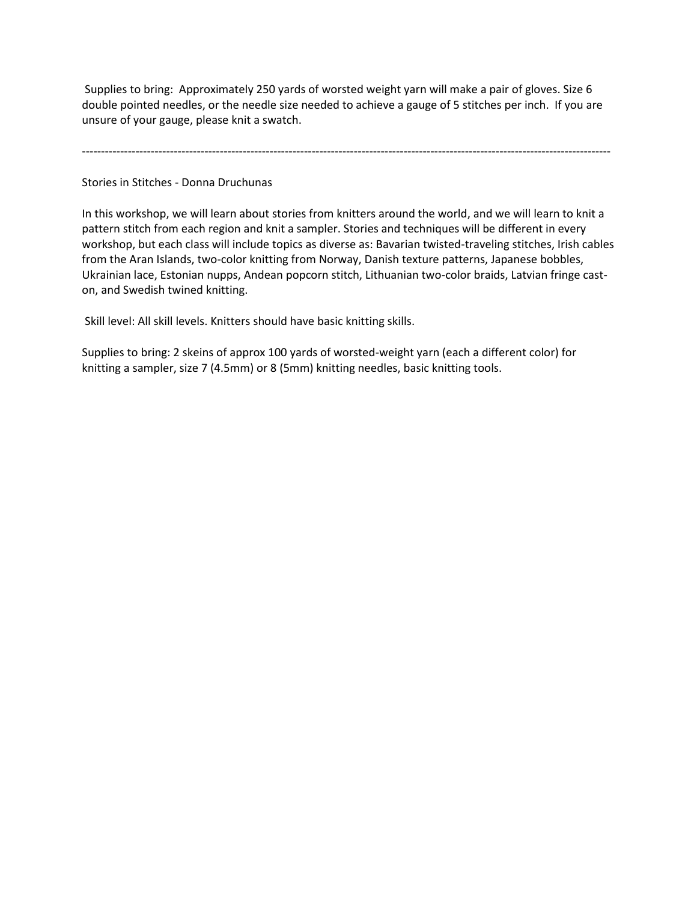Supplies to bring: Approximately 250 yards of worsted weight yarn will make a pair of gloves. Size 6 double pointed needles, or the needle size needed to achieve a gauge of 5 stitches per inch. If you are unsure of your gauge, please knit a swatch.

---

Stories in Stitches - Donna Druchunas

In this workshop, we will learn about stories from knitters around the world, and we will learn to knit a pattern stitch from each region and knit a sampler. Stories and techniques will be different in every workshop, but each class will include topics as diverse as: Bavarian twisted-traveling stitches, Irish cables from the Aran Islands, two-color knitting from Norway, Danish texture patterns, Japanese bobbles, Ukrainian lace, Estonian nupps, Andean popcorn stitch, Lithuanian two-color braids, Latvian fringe cast-on, and Swedish twined knitting.

Skill level: All skill levels. Knitters should have basic knitting skills.

Supplies to bring: 2 skeins of approx 100 yards of worsted-weight yarn (each a different color) for knitting a sampler, size 7 (4.5mm) or 8 (5mm) knitting needles, basic knitting tools.